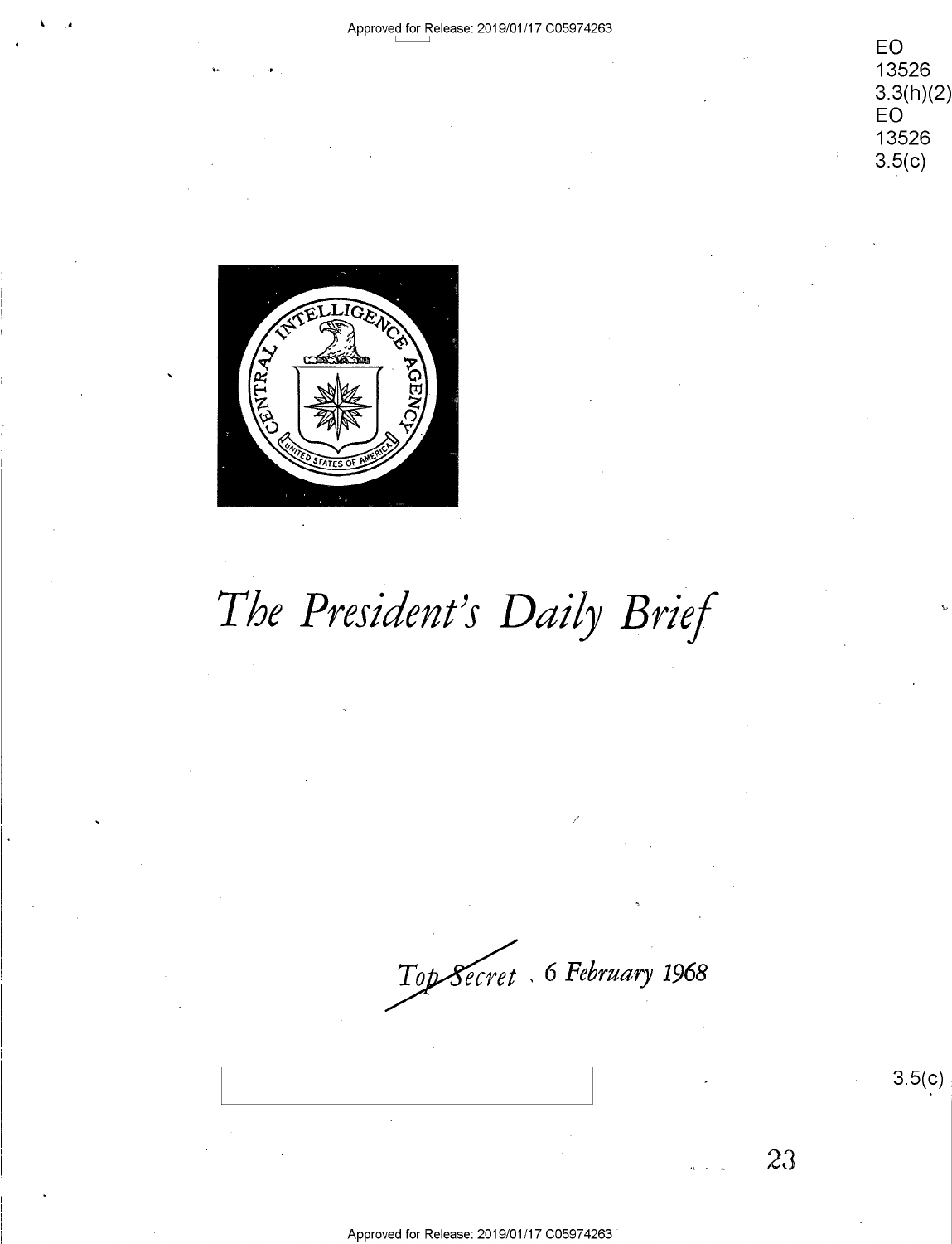EO
13526
3.3(h)(2)
EO
13526
3.5(c)

# The President's Daily Brief

*Top Secret* 6 February 1968

3.5(c)

23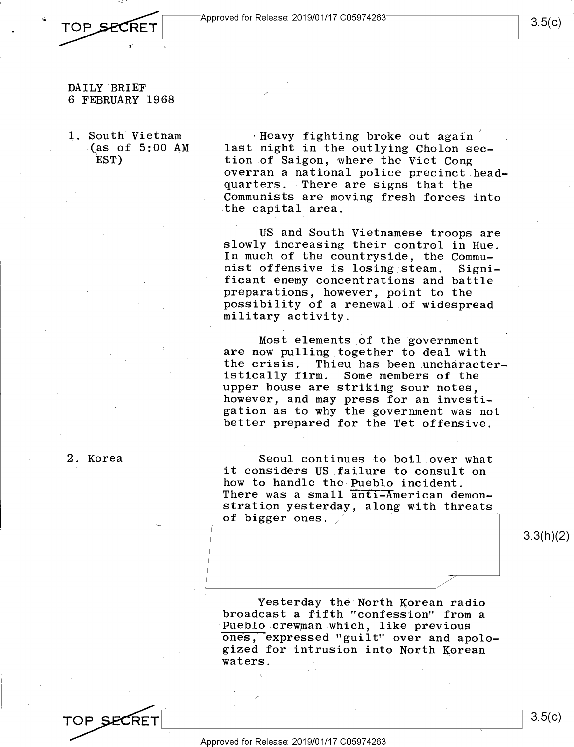DAILY BRIEF
6 FEBRUARY 1968

1. South Vietnam (as of 5:00 AM EST)

Heavy fighting broke out again last night in the outlying Cholon section of Saigon, where the Viet Cong overran a national police precinct headquarters. There are signs that the Communists are moving fresh forces into the capital area.

US and South Vietnamese troops are slowly increasing their control in Hue. In much of the countryside, the Communist offensive is losing steam. Significant enemy concentrations and battle preparations, however, point to the possibility of a renewal of widespread military activity.

Most elements of the government are now pulling together to deal with the crisis. Thieu has been uncharacteristically firm. Some members of the upper house are striking sour notes, however, and may press for an investigation as to why the government was not better prepared for the Tet offensive.

2. Korea

Seoul continues to boil over what it considers US failure to consult on how to handle the Pueblo incident. There was a small anti-American demonstration yesterday, along with threats of bigger ones.

3.3(h)(2)

Yesterday the North Korean radio broadcast a fifth "confession" from a Pueblo crewman which, like previous ones, expressed "guilt" over and apologized for intrusion into North Korean waters.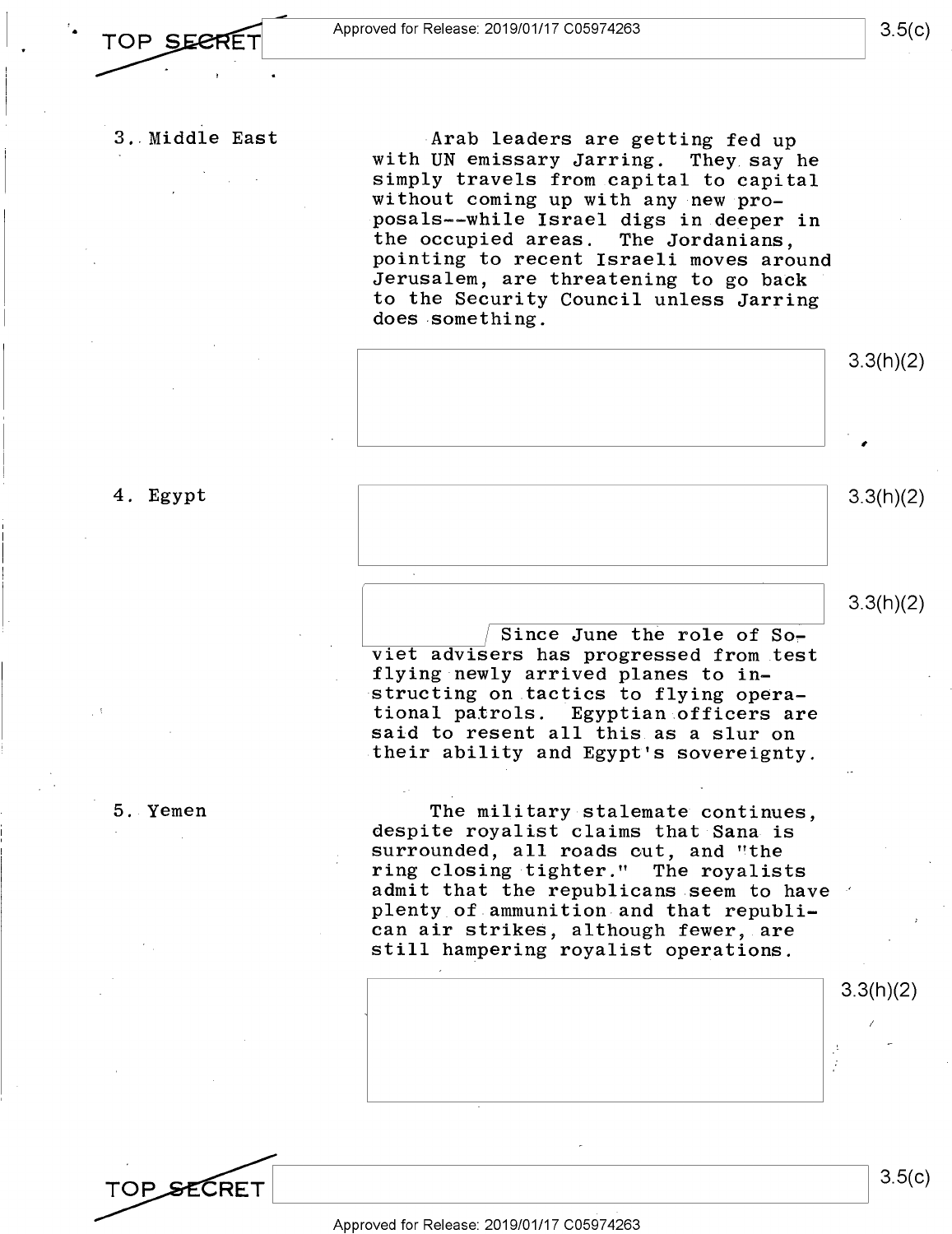3. Middle East

Arab leaders are getting fed up with UN emissary Jarring. They say he simply travels from capital to capital without coming up with any new proposals--while Israel digs in deeper in the occupied areas. The Jordanians, pointing to recent Israeli moves around Jerusalem, are threatening to go back to the Security Council unless Jarring does something.

3.3(h)(2)

4. Egypt

3.3(h)(2)

3.3(h)(2)

Since June the role of Soviet advisers has progressed from test flying newly arrived planes to instructing on tactics to flying operational patrols. Egyptian officers are said to resent all this as a slur on their ability and Egypt's sovereignty.

5. Yemen

The military stalemate continues, despite royalist claims that Sana is surrounded, all roads cut, and "the ring closing tighter." The royalists admit that the republicans seem to have plenty of ammunition and that republican air strikes, although fewer, are still hampering royalist operations.

3.3(h)(2)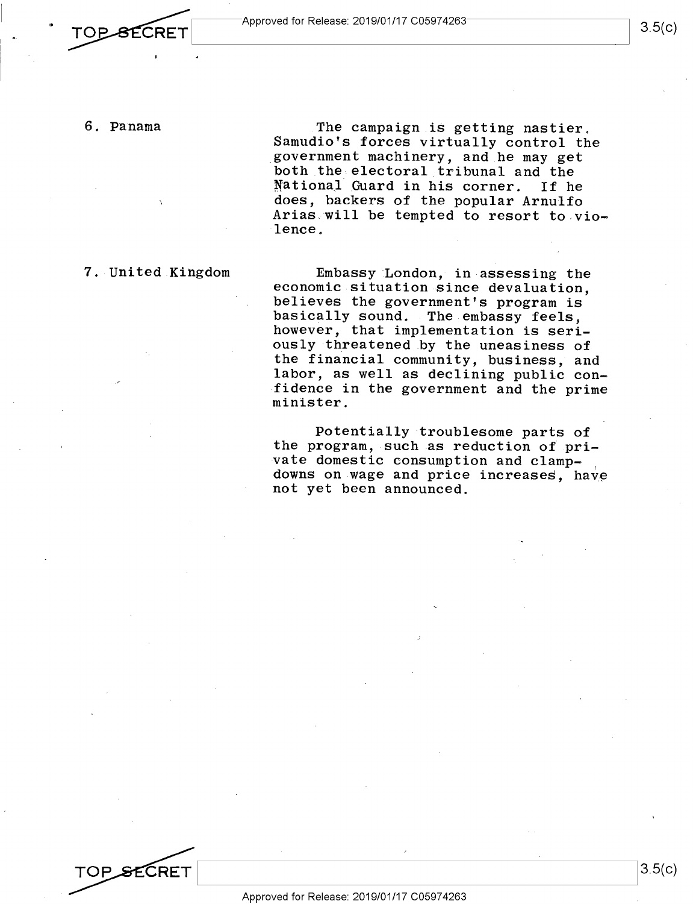**6. Panama**

The campaign is getting nastier. Samudio's forces virtually control the government machinery, and he may get both the electoral tribunal and the National Guard in his corner. If he does, backers of the popular Arnulfo Arias will be tempted to resort to violence.

**7. United Kingdom**

Embassy London, in assessing the economic situation since devaluation, believes the government's program is basically sound. The embassy feels, however, that implementation is seriously threatened by the uneasiness of the financial community, business, and labor, as well as declining public confidence in the government and the prime minister.

Potentially troublesome parts of the program, such as reduction of private domestic consumption and clamp-downs on wage and price increases, have not yet been announced.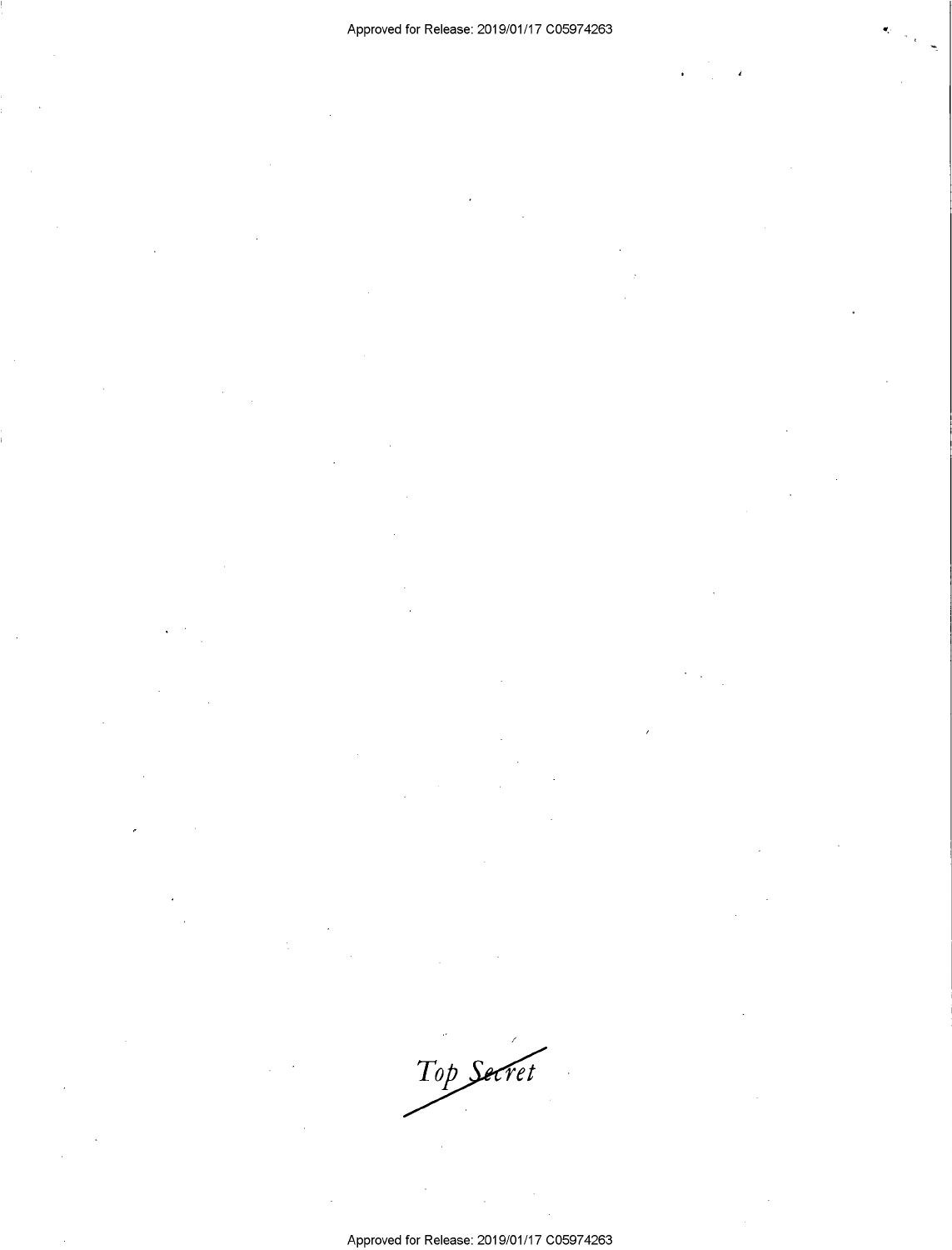*Top Secret*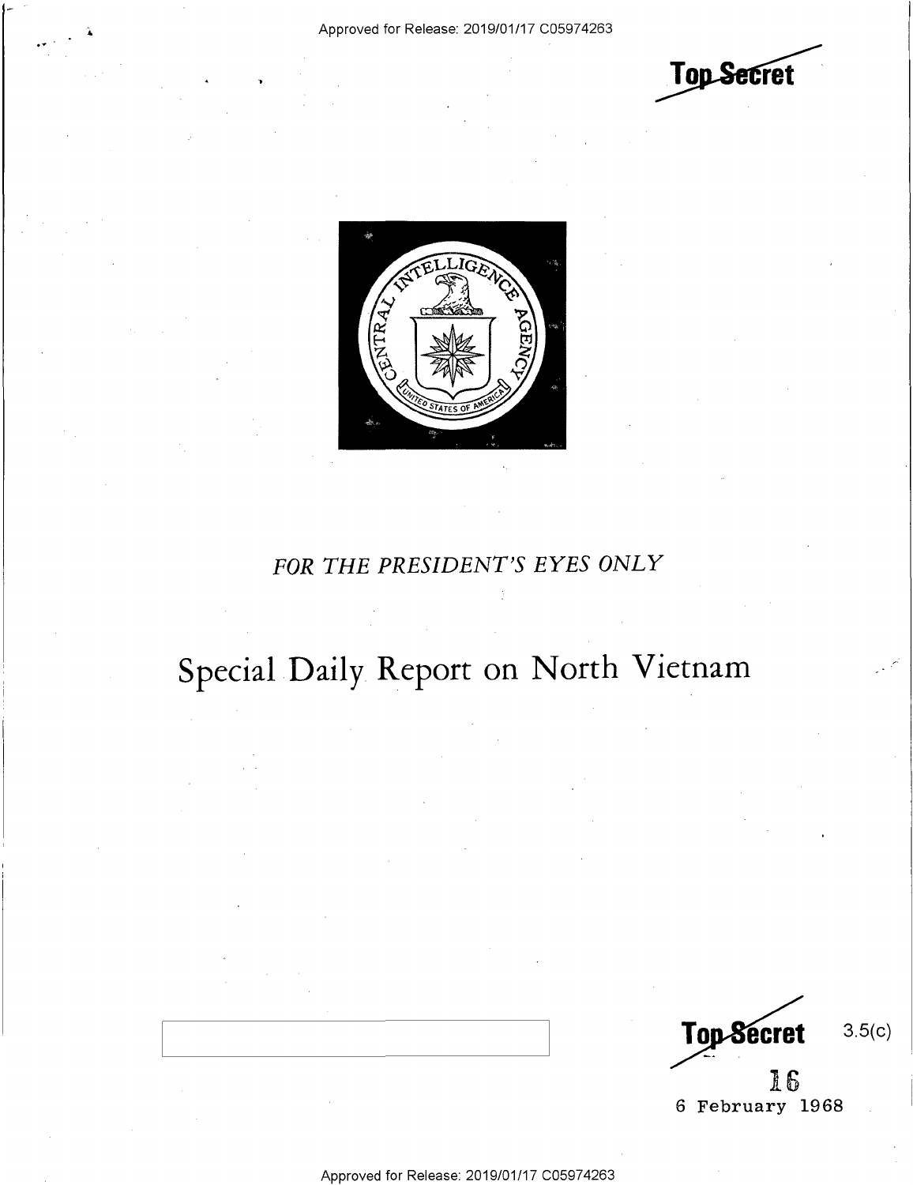Top Secret

FOR THE PRESIDENT'S EYES ONLY

# Special Daily Report on North Vietnam

Top Secret 3.5(c)

16

6 February 1968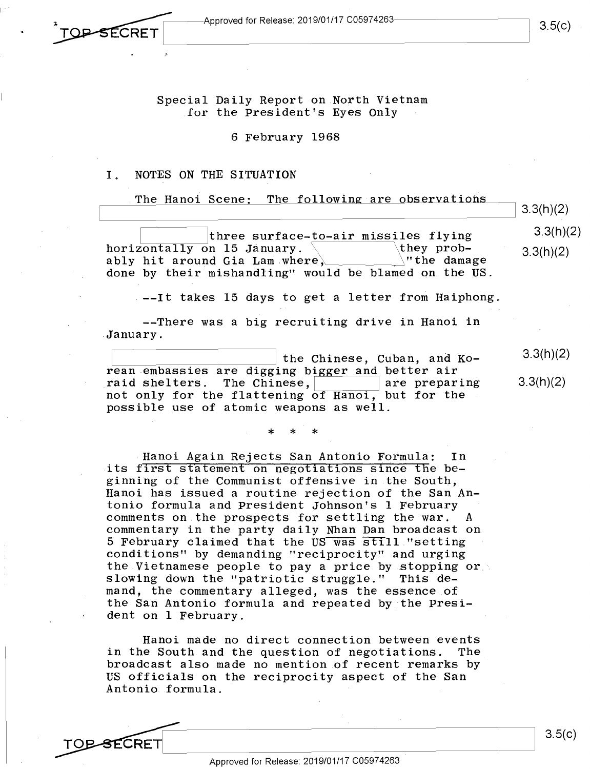TOP SECRET

Special Daily Report on North Vietnam
for the President's Eyes Only

6 February 1968

I. NOTES ON THE SITUATION

The Hanoi Scene: The following are observations

three surface-to-air missiles flying horizontally on 15 January. they probably hit around Gia Lam where, "the damage done by their mishandling" would be blamed on the US.

--It takes 15 days to get a letter from Haiphong.

--There was a big recruiting drive in Hanoi in January.

the Chinese, Cuban, and Korean embassies are digging bigger and better air raid shelters. The Chinese, are preparing not only for the flattening of Hanoi, but for the possible use of atomic weapons as well.

\* \* \*

Hanoi Again Rejects San Antonio Formula: In its first statement on negotiations since the beginning of the Communist offensive in the South, Hanoi has issued a routine rejection of the San Antonio formula and President Johnson's 1 February comments on the prospects for settling the war. A commentary in the party daily Nhan Dan broadcast on 5 February claimed that the US was still "setting conditions" by demanding "reciprocity" and urging the Vietnamese people to pay a price by stopping or slowing down the "patriotic struggle." This demand, the commentary alleged, was the essence of the San Antonio formula and repeated by the President on 1 February.

Hanoi made no direct connection between events in the South and the question of negotiations. The broadcast also made no mention of recent remarks by US officials on the reciprocity aspect of the San Antonio formula.

TOP SECRET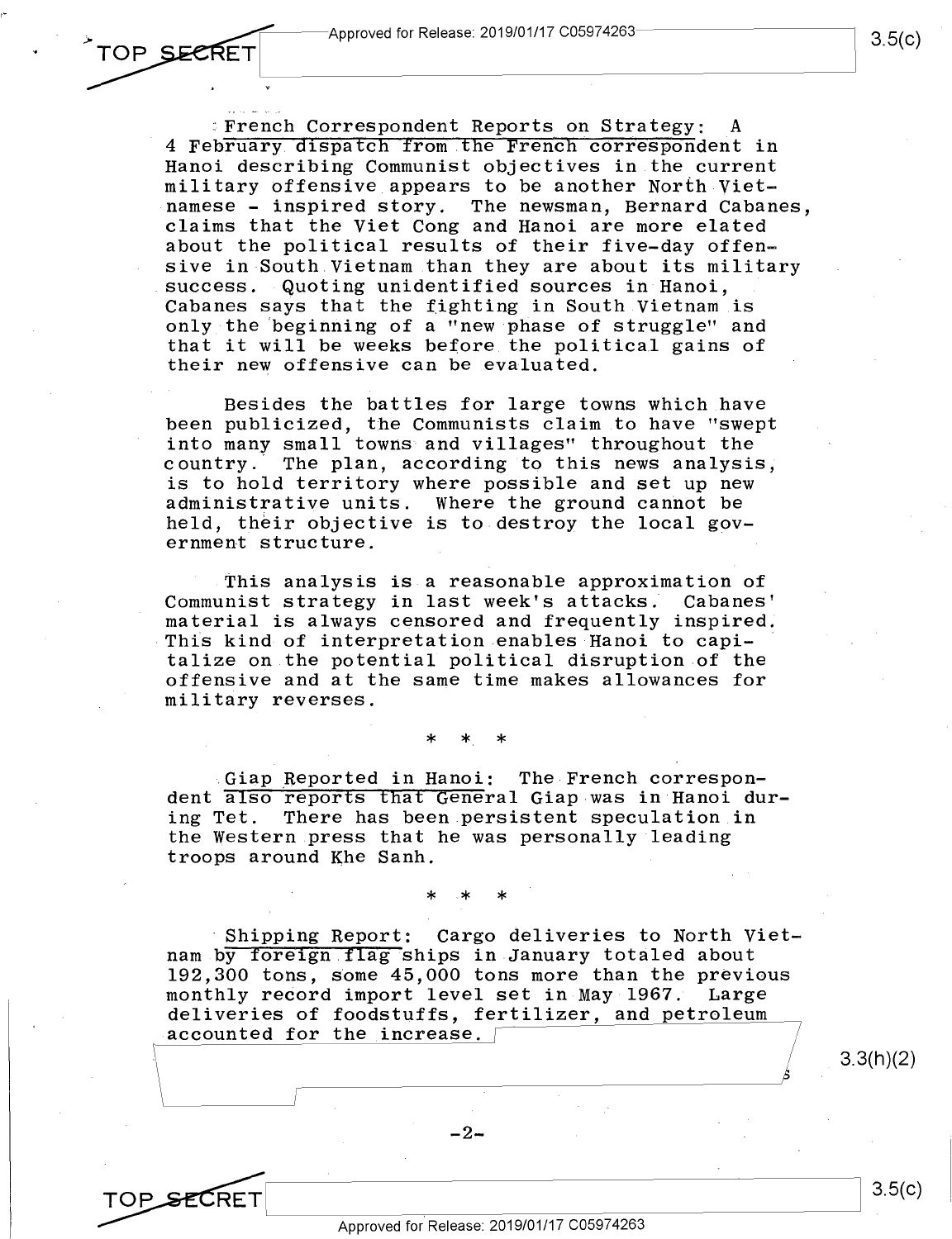__French Correspondent Reports on Strategy:__ A 4 February dispatch from the French correspondent in Hanoi describing Communist objectives in the current military offensive appears to be another North Vietnamese - inspired story. The newsman, Bernard Cabanes, claims that the Viet Cong and Hanoi are more elated about the political results of their five-day offensive in South Vietnam than they are about its military success. Quoting unidentified sources in Hanoi, Cabanes says that the fighting in South Vietnam is only the beginning of a "new phase of struggle" and that it will be weeks before the political gains of their new offensive can be evaluated.

Besides the battles for large towns which have been publicized, the Communists claim to have "swept into many small towns and villages" throughout the country. The plan, according to this news analysis, is to hold territory where possible and set up new administrative units. Where the ground cannot be held, their objective is to destroy the local government structure.

This analysis is a reasonable approximation of Communist strategy in last week's attacks. Cabanes' material is always censored and frequently inspired. This kind of interpretation enables Hanoi to capitalize on the potential political disruption of the offensive and at the same time makes allowances for military reverses.

\* \* \*

__Giap Reported in Hanoi:__ The French correspondent also reports that General Giap was in Hanoi during Tet. There has been persistent speculation in the Western press that he was personally leading troops around Khe Sanh.

\* \* \*

__Shipping Report:__ Cargo deliveries to North Vietnam by foreign flag ships in January totaled about 192,300 tons, some 45,000 tons more than the previous monthly record import level set in May 1967. Large deliveries of foodstuffs, fertilizer, and petroleum accounted for the increase.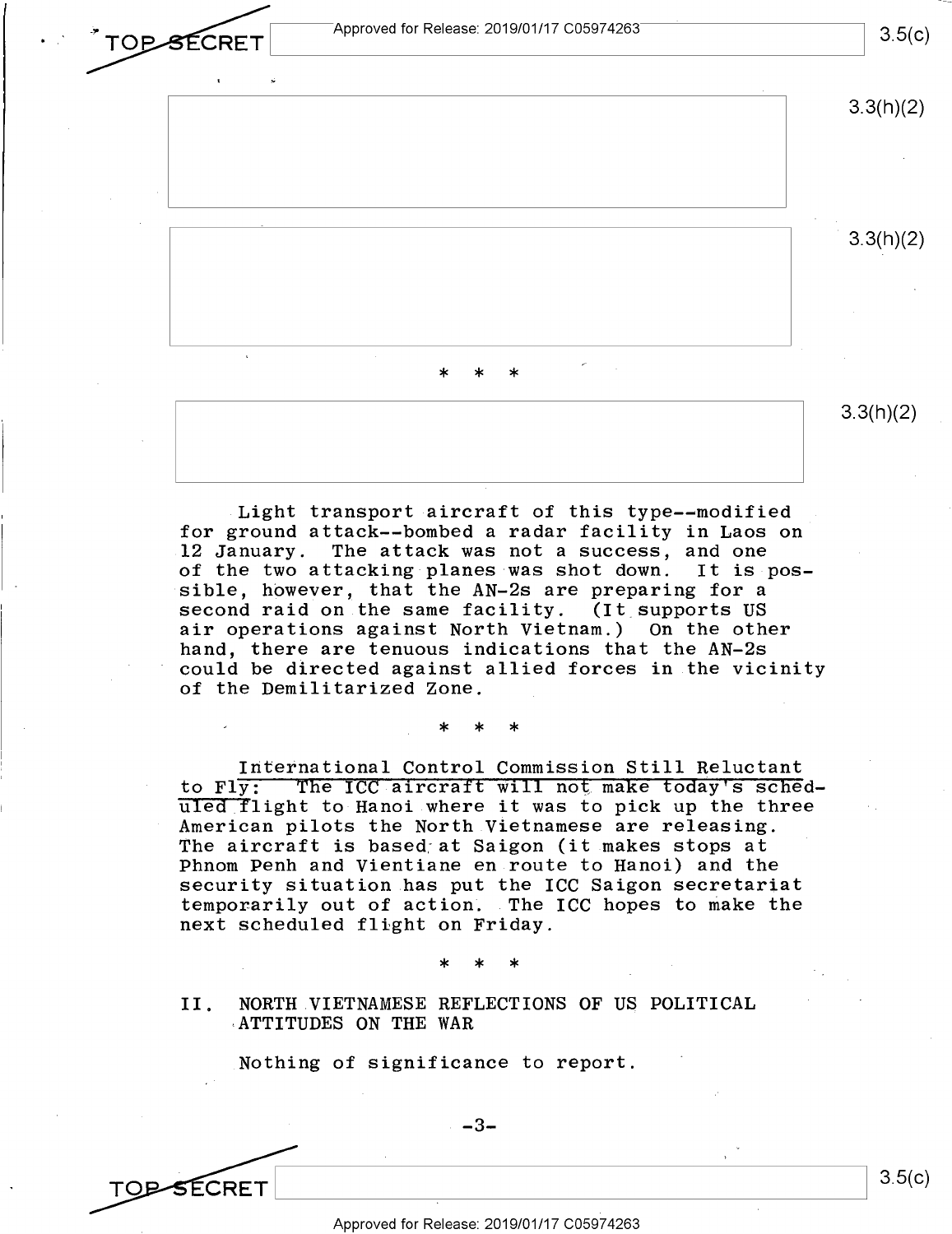3.3(h)(2)

3.3(h)(2)

\* \* \*

3.3(h)(2)

Light transport aircraft of this type--modified for ground attack--bombed a radar facility in Laos on 12 January. The attack was not a success, and one of the two attacking planes was shot down. It is possible, however, that the AN-2s are preparing for a second raid on the same facility. (It supports US air operations against North Vietnam.) On the other hand, there are tenuous indications that the AN-2s could be directed against allied forces in the vicinity of the Demilitarized Zone.

\* \* \*

International Control Commission Still Reluctant to Fly: The ICC aircraft will not make today's scheduled flight to Hanoi where it was to pick up the three American pilots the North Vietnamese are releasing. The aircraft is based at Saigon (it makes stops at Phnom Penh and Vientiane en route to Hanoi) and the security situation has put the ICC Saigon secretariat temporarily out of action. The ICC hopes to make the next scheduled flight on Friday.

\* \* \*

## II. NORTH VIETNAMESE REFLECTIONS OF US POLITICAL ATTITUDES ON THE WAR

Nothing of significance to report.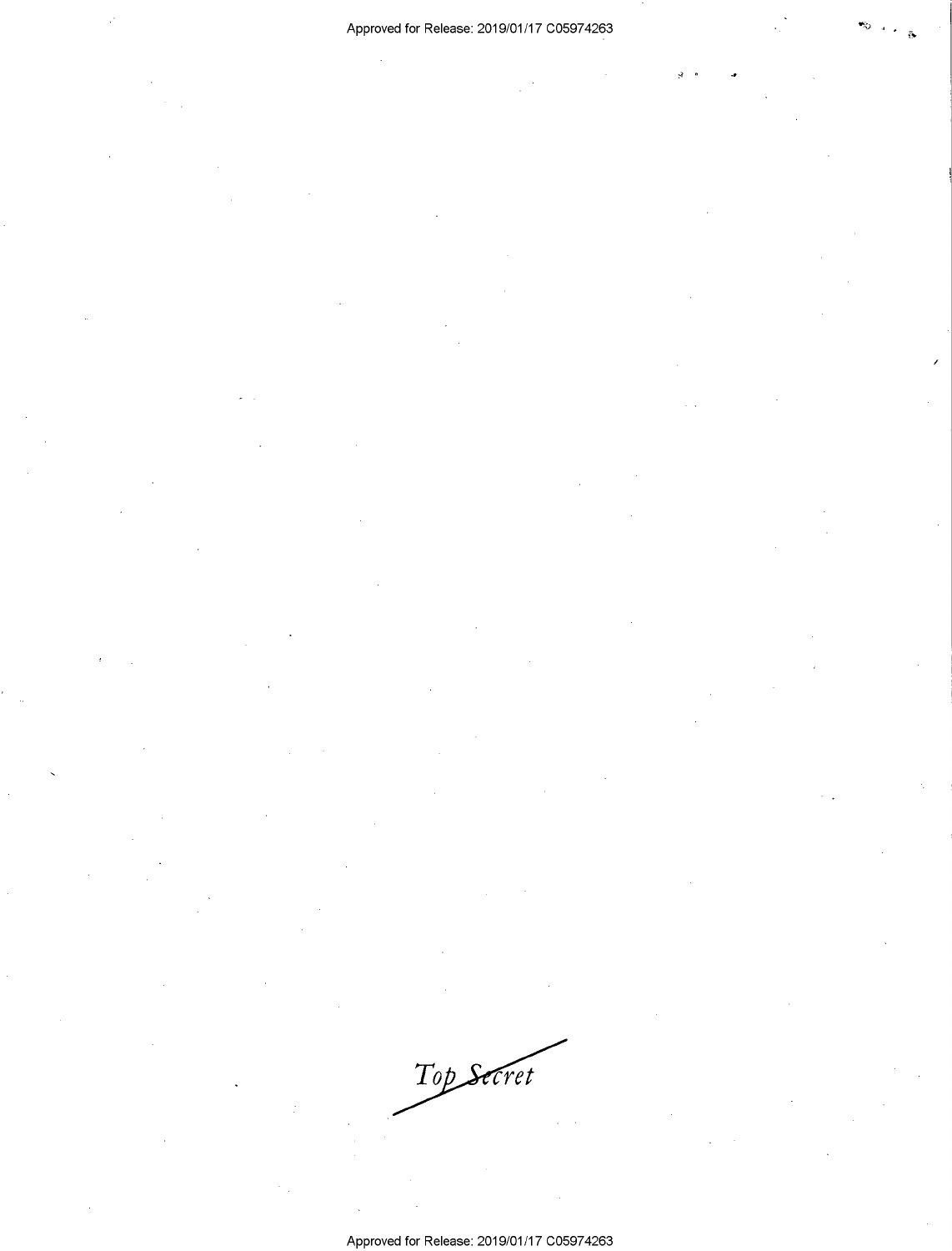Top Secret